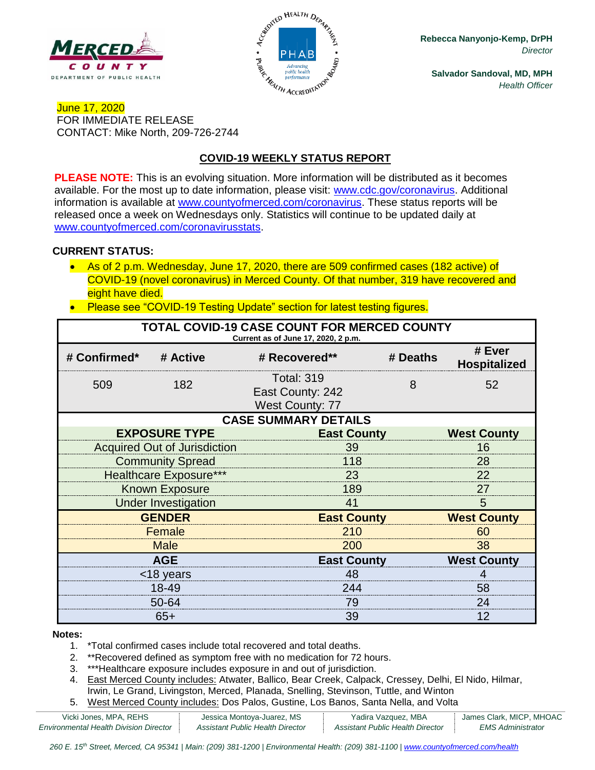Rebecca Nanyonjo-Kemp, DrPH
*Director*

Salvador Sandoval, MD, MPH
*Health Officer*

June 17, 2020
FOR IMMEDIATE RELEASE
CONTACT: Mike North, 209-726-2744

## COVID-19 WEEKLY STATUS REPORT

**PLEASE NOTE:** This is an evolving situation. More information will be distributed as it becomes available. For the most up to date information, please visit: www.cdc.gov/coronavirus. Additional information is available at www.countyofmerced.com/coronavirus. These status reports will be released once a week on Wednesdays only. Statistics will continue to be updated daily at www.countyofmerced.com/coronavirusstats.

**CURRENT STATUS:**

- As of 2 p.m. Wednesday, June 17, 2020, there are 509 confirmed cases (182 active) of COVID-19 (novel coronavirus) in Merced County. Of that number, 319 have recovered and eight have died.
- Please see "COVID-19 Testing Update" section for latest testing figures.

**TOTAL COVID-19 CASE COUNT FOR MERCED COUNTY**
Current as of June 17, 2020, 2 p.m.

| # Confirmed* | # Active | # Recovered** | # Deaths | # Ever Hospitalized |
|---|---|---|---|---|
| 509 | 182 | Total: 319<br>East County: 242<br>West County: 77 | 8 | 52 |

**CASE SUMMARY DETAILS**

| EXPOSURE TYPE | East County | West County |
|---|---|---|
| Acquired Out of Jurisdiction | 39 | 16 |
| Community Spread | 118 | 28 |
| Healthcare Exposure*** | 23 | 22 |
| Known Exposure | 189 | 27 |
| Under Investigation | 41 | 5 |
| **GENDER** | **East County** | **West County** |
| Female | 210 | 60 |
| Male | 200 | 38 |
| **AGE** | **East County** | **West County** |
| <18 years | 48 | 4 |
| 18-49 | 244 | 58 |
| 50-64 | 79 | 24 |
| 65+ | 39 | 12 |

**Notes:**

1. *Total confirmed cases include total recovered and total deaths.
2. **Recovered defined as symptom free with no medication for 72 hours.
3. ***Healthcare exposure includes exposure in and out of jurisdiction.
4. East Merced County includes: Atwater, Ballico, Bear Creek, Calpack, Cressey, Delhi, El Nido, Hilmar, Irwin, Le Grand, Livingston, Merced, Planada, Snelling, Stevinson, Tuttle, and Winton
5. West Merced County includes: Dos Palos, Gustine, Los Banos, Santa Nella, and Volta

Vicki Jones, MPA, REHS, *Environmental Health Division Director* | Jessica Montoya-Juarez, MS, *Assistant Public Health Director* | Yadira Vazquez, MBA, *Assistant Public Health Director* | James Clark, MICP, MHOAC, *EMS Administrator*

*260 E. 15th Street, Merced, CA 95341 | Main: (209) 381-1200 | Environmental Health: (209) 381-1100 | www.countyofmerced.com/health*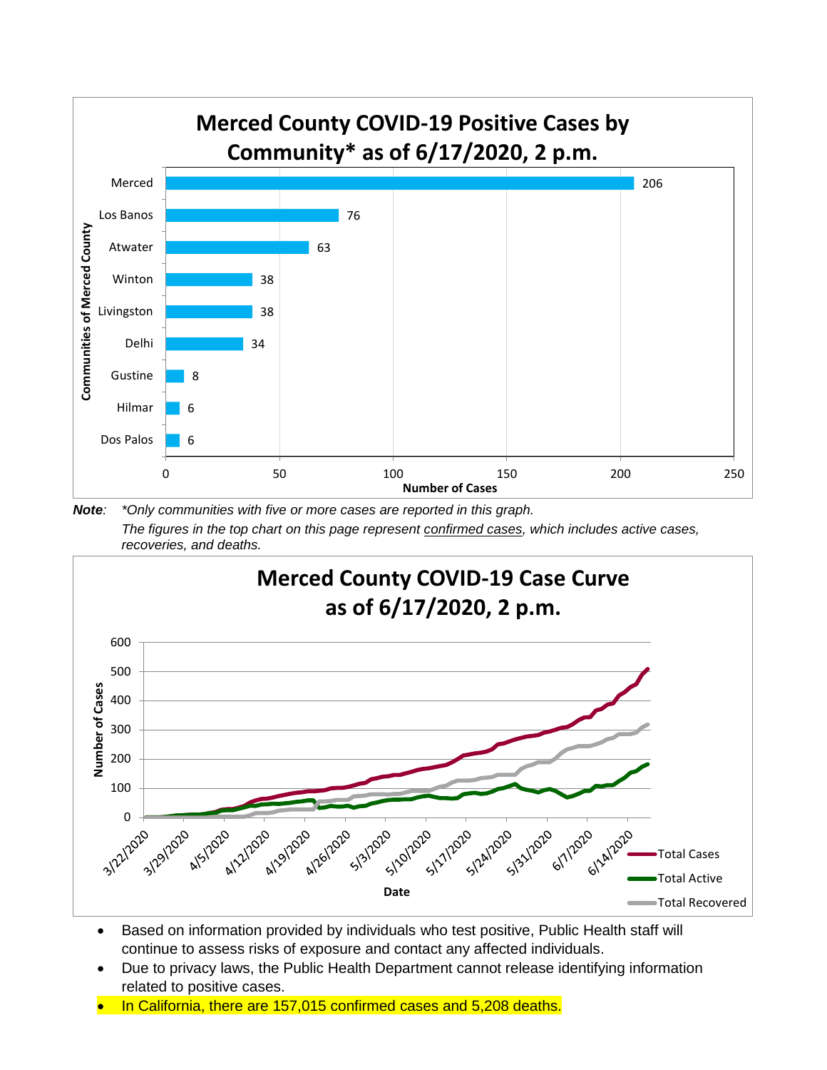## Merced County COVID-19 Positive Cases by Community* as of 6/17/2020, 2 p.m.

| Communities of Merced County | Number of Cases |
|---|---|
| Merced | 206 |
| Los Banos | 76 |
| Atwater | 63 |
| Winton | 38 |
| Livingston | 38 |
| Delhi | 34 |
| Gustine | 8 |
| Hilmar | 6 |
| Dos Palos | 6 |

**Note**: *Only communities with five or more cases are reported in this graph.

*The figures in the top chart on this page represent confirmed cases, which includes active cases, recoveries, and deaths.*

## Merced County COVID-19 Case Curve as of 6/17/2020, 2 p.m.

Number of Cases (0–600) by Date (3/22/2020 – 6/14/2020). Series: Total Cases, Total Active, Total Recovered.

- Based on information provided by individuals who test positive, Public Health staff will continue to assess risks of exposure and contact any affected individuals.
- Due to privacy laws, the Public Health Department cannot release identifying information related to positive cases.
- In California, there are 157,015 confirmed cases and 5,208 deaths.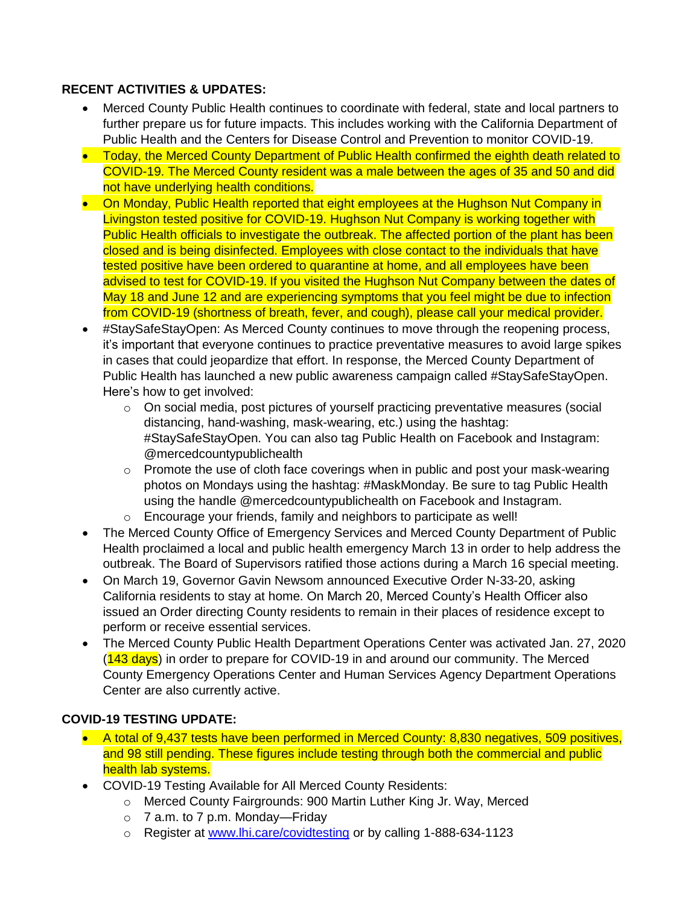**RECENT ACTIVITIES & UPDATES:**

- Merced County Public Health continues to coordinate with federal, state and local partners to further prepare us for future impacts. This includes working with the California Department of Public Health and the Centers for Disease Control and Prevention to monitor COVID-19.
- Today, the Merced County Department of Public Health confirmed the eighth death related to COVID-19. The Merced County resident was a male between the ages of 35 and 50 and did not have underlying health conditions.
- On Monday, Public Health reported that eight employees at the Hughson Nut Company in Livingston tested positive for COVID-19. Hughson Nut Company is working together with Public Health officials to investigate the outbreak. The affected portion of the plant has been closed and is being disinfected. Employees with close contact to the individuals that have tested positive have been ordered to quarantine at home, and all employees have been advised to test for COVID-19. If you visited the Hughson Nut Company between the dates of May 18 and June 12 and are experiencing symptoms that you feel might be due to infection from COVID-19 (shortness of breath, fever, and cough), please call your medical provider.
- #StaySafeStayOpen: As Merced County continues to move through the reopening process, it's important that everyone continues to practice preventative measures to avoid large spikes in cases that could jeopardize that effort. In response, the Merced County Department of Public Health has launched a new public awareness campaign called #StaySafeStayOpen. Here's how to get involved:
    - On social media, post pictures of yourself practicing preventative measures (social distancing, hand-washing, mask-wearing, etc.) using the hashtag: #StaySafeStayOpen. You can also tag Public Health on Facebook and Instagram: @mercedcountypublichealth
    - Promote the use of cloth face coverings when in public and post your mask-wearing photos on Mondays using the hashtag: #MaskMonday. Be sure to tag Public Health using the handle @mercedcountypublichealth on Facebook and Instagram.
    - Encourage your friends, family and neighbors to participate as well!
- The Merced County Office of Emergency Services and Merced County Department of Public Health proclaimed a local and public health emergency March 13 in order to help address the outbreak. The Board of Supervisors ratified those actions during a March 16 special meeting.
- On March 19, Governor Gavin Newsom announced Executive Order N-33-20, asking California residents to stay at home. On March 20, Merced County's Health Officer also issued an Order directing County residents to remain in their places of residence except to perform or receive essential services.
- The Merced County Public Health Department Operations Center was activated Jan. 27, 2020 (143 days) in order to prepare for COVID-19 in and around our community. The Merced County Emergency Operations Center and Human Services Agency Department Operations Center are also currently active.

**COVID-19 TESTING UPDATE:**

- A total of 9,437 tests have been performed in Merced County: 8,830 negatives, 509 positives, and 98 still pending. These figures include testing through both the commercial and public health lab systems.
- COVID-19 Testing Available for All Merced County Residents:
    - Merced County Fairgrounds: 900 Martin Luther King Jr. Way, Merced
    - 7 a.m. to 7 p.m. Monday—Friday
    - Register at [www.lhi.care/covidtesting](www.lhi.care/covidtesting) or by calling 1-888-634-1123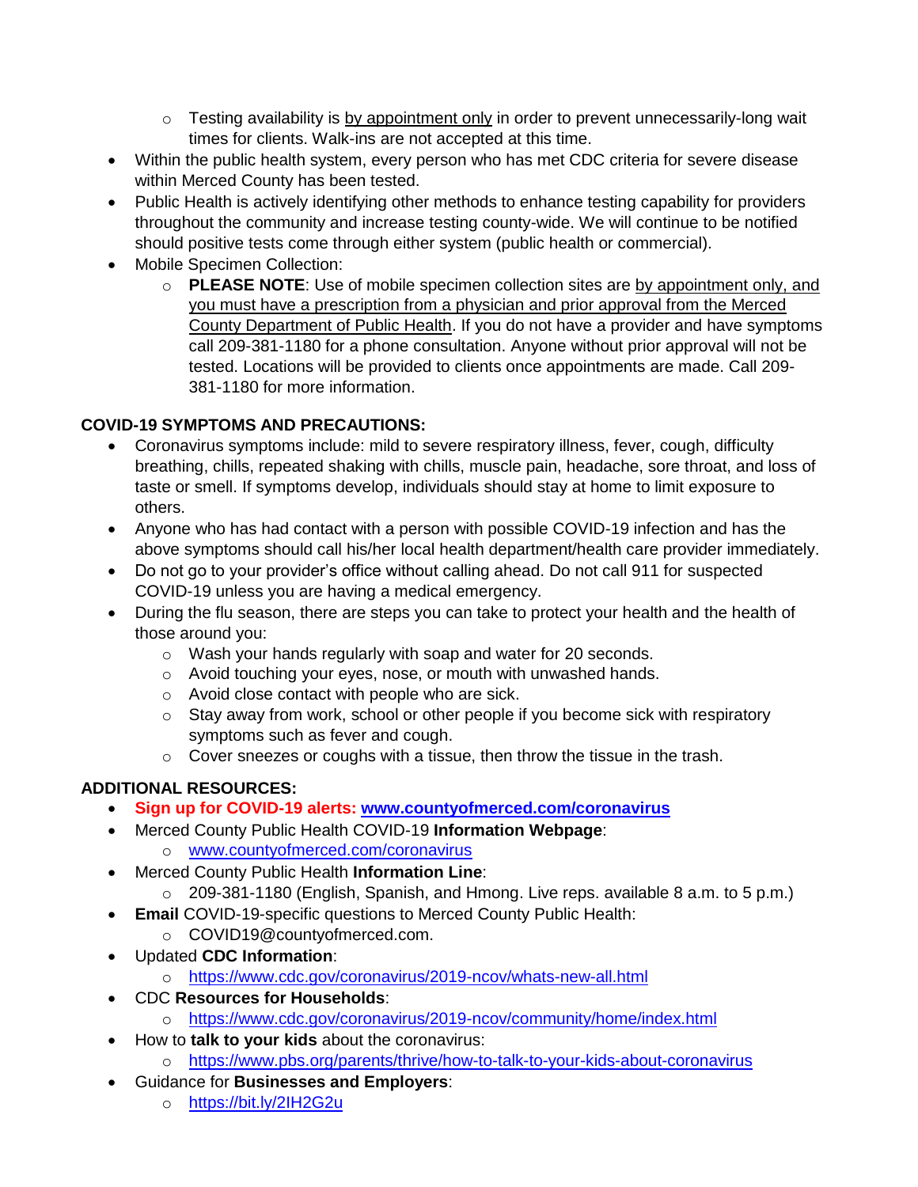- Testing availability is by appointment only in order to prevent unnecessarily-long wait times for clients. Walk-ins are not accepted at this time.
- Within the public health system, every person who has met CDC criteria for severe disease within Merced County has been tested.
- Public Health is actively identifying other methods to enhance testing capability for providers throughout the community and increase testing county-wide. We will continue to be notified should positive tests come through either system (public health or commercial).
- Mobile Specimen Collection:
  - **PLEASE NOTE**: Use of mobile specimen collection sites are by appointment only, and you must have a prescription from a physician and prior approval from the Merced County Department of Public Health. If you do not have a provider and have symptoms call 209-381-1180 for a phone consultation. Anyone without prior approval will not be tested. Locations will be provided to clients once appointments are made. Call 209-381-1180 for more information.

**COVID-19 SYMPTOMS AND PRECAUTIONS:**

- Coronavirus symptoms include: mild to severe respiratory illness, fever, cough, difficulty breathing, chills, repeated shaking with chills, muscle pain, headache, sore throat, and loss of taste or smell. If symptoms develop, individuals should stay at home to limit exposure to others.
- Anyone who has had contact with a person with possible COVID-19 infection and has the above symptoms should call his/her local health department/health care provider immediately.
- Do not go to your provider's office without calling ahead. Do not call 911 for suspected COVID-19 unless you are having a medical emergency.
- During the flu season, there are steps you can take to protect your health and the health of those around you:
  - Wash your hands regularly with soap and water for 20 seconds.
  - Avoid touching your eyes, nose, or mouth with unwashed hands.
  - Avoid close contact with people who are sick.
  - Stay away from work, school or other people if you become sick with respiratory symptoms such as fever and cough.
  - Cover sneezes or coughs with a tissue, then throw the tissue in the trash.

**ADDITIONAL RESOURCES:**

- **Sign up for COVID-19 alerts: www.countyofmerced.com/coronavirus**
- Merced County Public Health COVID-19 **Information Webpage**:
  - www.countyofmerced.com/coronavirus
- Merced County Public Health **Information Line**:
  - 209-381-1180 (English, Spanish, and Hmong. Live reps. available 8 a.m. to 5 p.m.)
- **Email** COVID-19-specific questions to Merced County Public Health:
  - COVID19@countyofmerced.com.
- Updated **CDC Information**:
  - https://www.cdc.gov/coronavirus/2019-ncov/whats-new-all.html
- CDC **Resources for Households**:
  - https://www.cdc.gov/coronavirus/2019-ncov/community/home/index.html
- How to **talk to your kids** about the coronavirus:
  - https://www.pbs.org/parents/thrive/how-to-talk-to-your-kids-about-coronavirus
- Guidance for **Businesses and Employers**:
  - https://bit.ly/2IH2G2u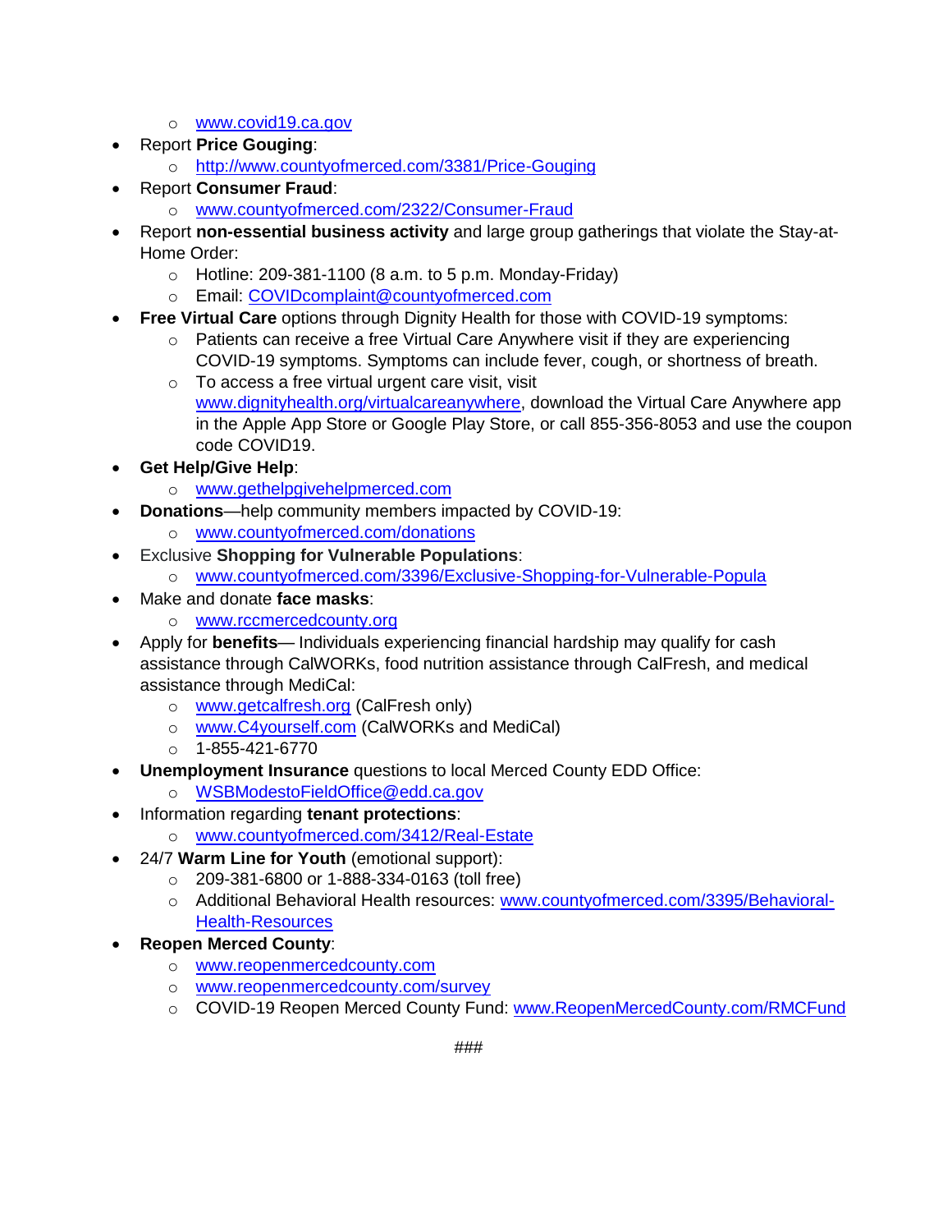- www.covid19.ca.gov
- Report **Price Gouging**:
    - http://www.countyofmerced.com/3381/Price-Gouging
- Report **Consumer Fraud**:
    - www.countyofmerced.com/2322/Consumer-Fraud
- Report **non-essential business activity** and large group gatherings that violate the Stay-at-Home Order:
    - Hotline: 209-381-1100 (8 a.m. to 5 p.m. Monday-Friday)
    - Email: COVIDcomplaint@countyofmerced.com
- **Free Virtual Care** options through Dignity Health for those with COVID-19 symptoms:
    - Patients can receive a free Virtual Care Anywhere visit if they are experiencing COVID-19 symptoms. Symptoms can include fever, cough, or shortness of breath.
    - To access a free virtual urgent care visit, visit www.dignityhealth.org/virtualcareanywhere, download the Virtual Care Anywhere app in the Apple App Store or Google Play Store, or call 855-356-8053 and use the coupon code COVID19.
- **Get Help/Give Help**:
    - www.gethelpgivehelpmerced.com
- **Donations**—help community members impacted by COVID-19:
    - www.countyofmerced.com/donations
- Exclusive **Shopping for Vulnerable Populations**:
    - www.countyofmerced.com/3396/Exclusive-Shopping-for-Vulnerable-Popula
- Make and donate **face masks**:
    - www.rccmercedcounty.org
- Apply for **benefits**— Individuals experiencing financial hardship may qualify for cash assistance through CalWORKs, food nutrition assistance through CalFresh, and medical assistance through MediCal:
    - www.getcalfresh.org (CalFresh only)
    - www.C4yourself.com (CalWORKs and MediCal)
    - 1-855-421-6770
- **Unemployment Insurance** questions to local Merced County EDD Office:
    - WSBModestoFieldOffice@edd.ca.gov
- Information regarding **tenant protections**:
    - www.countyofmerced.com/3412/Real-Estate
- 24/7 **Warm Line for Youth** (emotional support):
    - 209-381-6800 or 1-888-334-0163 (toll free)
    - Additional Behavioral Health resources: www.countyofmerced.com/3395/Behavioral-Health-Resources
- **Reopen Merced County**:
    - www.reopenmercedcounty.com
    - www.reopenmercedcounty.com/survey
    - COVID-19 Reopen Merced County Fund: www.ReopenMercedCounty.com/RMCFund

###